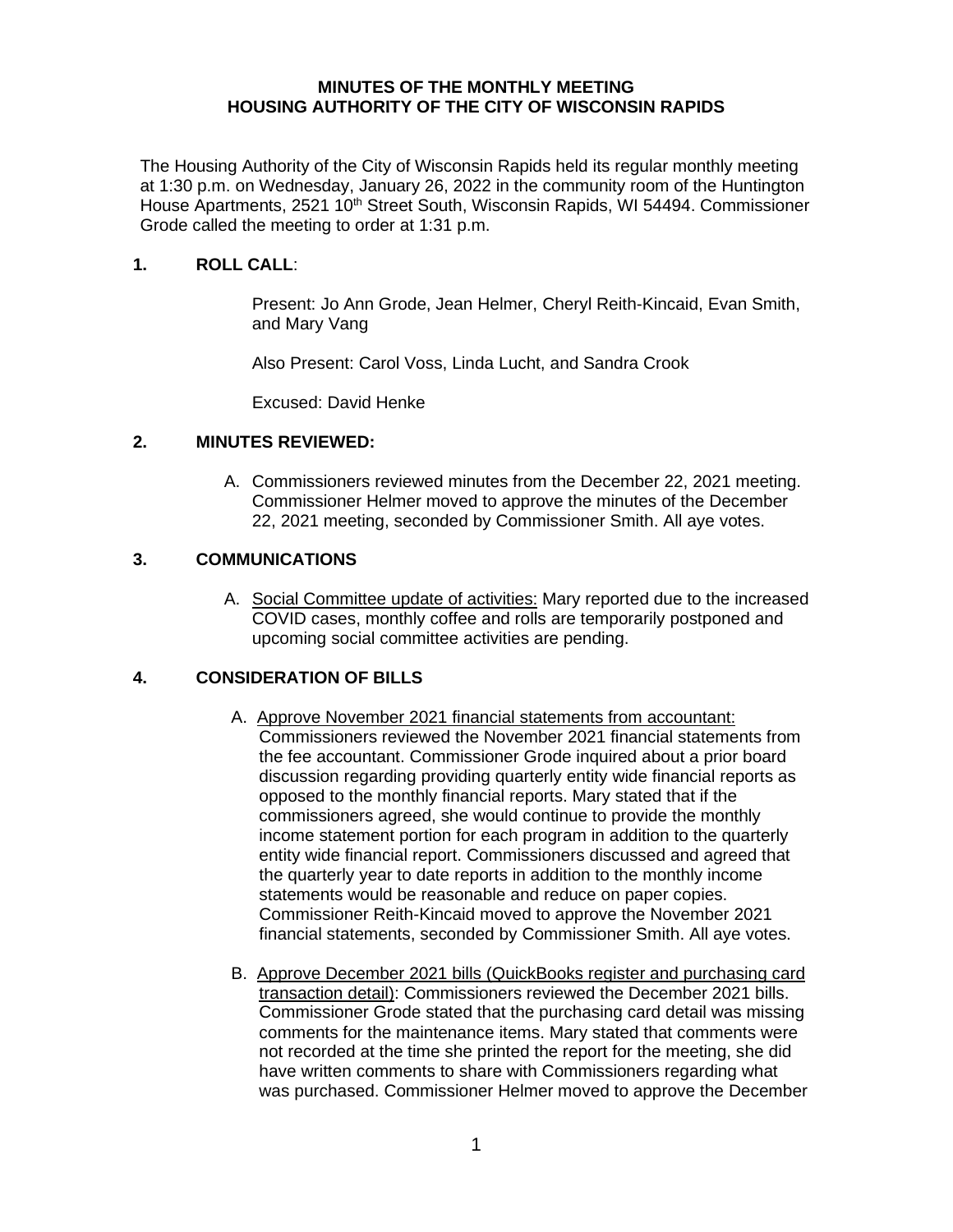**MINUTES OF THE MONTHLY MEETING**
**HOUSING AUTHORITY OF THE CITY OF WISCONSIN RAPIDS**

The Housing Authority of the City of Wisconsin Rapids held its regular monthly meeting at 1:30 p.m. on Wednesday, January 26, 2022 in the community room of the Huntington House Apartments, 2521 10th Street South, Wisconsin Rapids, WI 54494. Commissioner Grode called the meeting to order at 1:31 p.m.

## 1. ROLL CALL:

Present: Jo Ann Grode, Jean Helmer, Cheryl Reith-Kincaid, Evan Smith, and Mary Vang

Also Present: Carol Voss, Linda Lucht, and Sandra Crook

Excused: David Henke

## 2. MINUTES REVIEWED:

A. Commissioners reviewed minutes from the December 22, 2021 meeting. Commissioner Helmer moved to approve the minutes of the December 22, 2021 meeting, seconded by Commissioner Smith. All aye votes.

## 3. COMMUNICATIONS

A. Social Committee update of activities: Mary reported due to the increased COVID cases, monthly coffee and rolls are temporarily postponed and upcoming social committee activities are pending.

## 4. CONSIDERATION OF BILLS

A. Approve November 2021 financial statements from accountant: Commissioners reviewed the November 2021 financial statements from the fee accountant. Commissioner Grode inquired about a prior board discussion regarding providing quarterly entity wide financial reports as opposed to the monthly financial reports. Mary stated that if the commissioners agreed, she would continue to provide the monthly income statement portion for each program in addition to the quarterly entity wide financial report. Commissioners discussed and agreed that the quarterly year to date reports in addition to the monthly income statements would be reasonable and reduce on paper copies. Commissioner Reith-Kincaid moved to approve the November 2021 financial statements, seconded by Commissioner Smith. All aye votes.

B. Approve December 2021 bills (QuickBooks register and purchasing card transaction detail): Commissioners reviewed the December 2021 bills. Commissioner Grode stated that the purchasing card detail was missing comments for the maintenance items. Mary stated that comments were not recorded at the time she printed the report for the meeting, she did have written comments to share with Commissioners regarding what was purchased. Commissioner Helmer moved to approve the December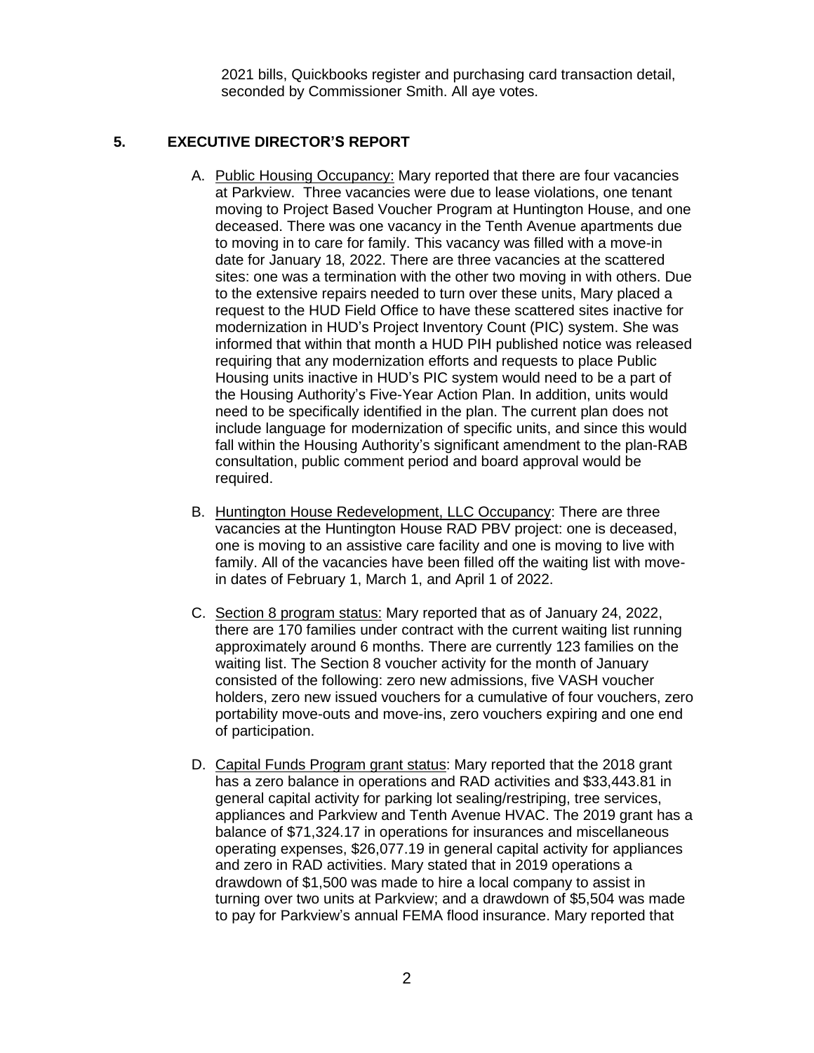2021 bills, Quickbooks register and purchasing card transaction detail, seconded by Commissioner Smith. All aye votes.

## 5. EXECUTIVE DIRECTOR'S REPORT

A. Public Housing Occupancy: Mary reported that there are four vacancies at Parkview. Three vacancies were due to lease violations, one tenant moving to Project Based Voucher Program at Huntington House, and one deceased. There was one vacancy in the Tenth Avenue apartments due to moving in to care for family. This vacancy was filled with a move-in date for January 18, 2022. There are three vacancies at the scattered sites: one was a termination with the other two moving in with others. Due to the extensive repairs needed to turn over these units, Mary placed a request to the HUD Field Office to have these scattered sites inactive for modernization in HUD's Project Inventory Count (PIC) system. She was informed that within that month a HUD PIH published notice was released requiring that any modernization efforts and requests to place Public Housing units inactive in HUD's PIC system would need to be a part of the Housing Authority's Five-Year Action Plan. In addition, units would need to be specifically identified in the plan. The current plan does not include language for modernization of specific units, and since this would fall within the Housing Authority's significant amendment to the plan-RAB consultation, public comment period and board approval would be required.

B. Huntington House Redevelopment, LLC Occupancy: There are three vacancies at the Huntington House RAD PBV project: one is deceased, one is moving to an assistive care facility and one is moving to live with family. All of the vacancies have been filled off the waiting list with move-in dates of February 1, March 1, and April 1 of 2022.

C. Section 8 program status: Mary reported that as of January 24, 2022, there are 170 families under contract with the current waiting list running approximately around 6 months. There are currently 123 families on the waiting list. The Section 8 voucher activity for the month of January consisted of the following: zero new admissions, five VASH voucher holders, zero new issued vouchers for a cumulative of four vouchers, zero portability move-outs and move-ins, zero vouchers expiring and one end of participation.

D. Capital Funds Program grant status: Mary reported that the 2018 grant has a zero balance in operations and RAD activities and $33,443.81 in general capital activity for parking lot sealing/restriping, tree services, appliances and Parkview and Tenth Avenue HVAC. The 2019 grant has a balance of $71,324.17 in operations for insurances and miscellaneous operating expenses, $26,077.19 in general capital activity for appliances and zero in RAD activities. Mary stated that in 2019 operations a drawdown of $1,500 was made to hire a local company to assist in turning over two units at Parkview; and a drawdown of $5,504 was made to pay for Parkview's annual FEMA flood insurance. Mary reported that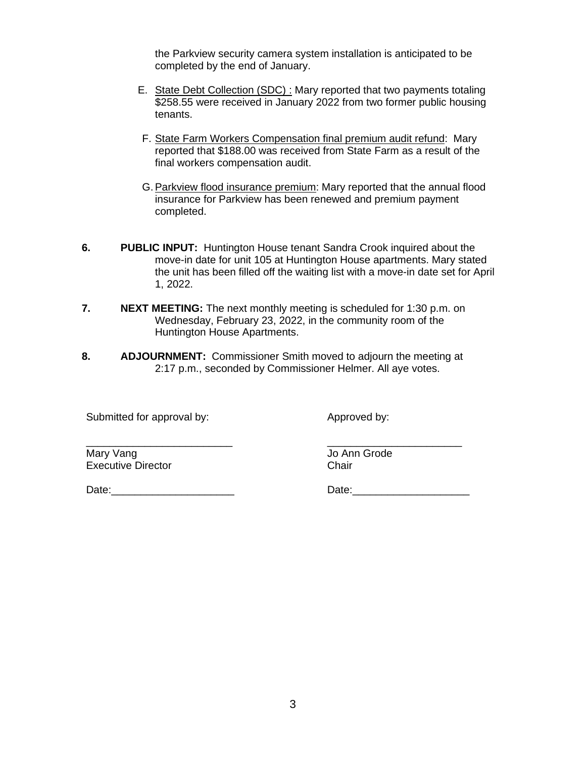the Parkview security camera system installation is anticipated to be completed by the end of January.

E. State Debt Collection (SDC) : Mary reported that two payments totaling $258.55 were received in January 2022 from two former public housing tenants.

F. State Farm Workers Compensation final premium audit refund: Mary reported that $188.00 was received from State Farm as a result of the final workers compensation audit.

G. Parkview flood insurance premium: Mary reported that the annual flood insurance for Parkview has been renewed and premium payment completed.

**6. PUBLIC INPUT:** Huntington House tenant Sandra Crook inquired about the move-in date for unit 105 at Huntington House apartments. Mary stated the unit has been filled off the waiting list with a move-in date set for April 1, 2022.

**7. NEXT MEETING:** The next monthly meeting is scheduled for 1:30 p.m. on Wednesday, February 23, 2022, in the community room of the Huntington House Apartments.

**8. ADJOURNMENT:** Commissioner Smith moved to adjourn the meeting at 2:17 p.m., seconded by Commissioner Helmer. All aye votes.

Submitted for approval by:

_________________________
Mary Vang
Executive Director

Date:_____________________

Approved by:

_______________________
Jo Ann Grode
Chair

Date:____________________